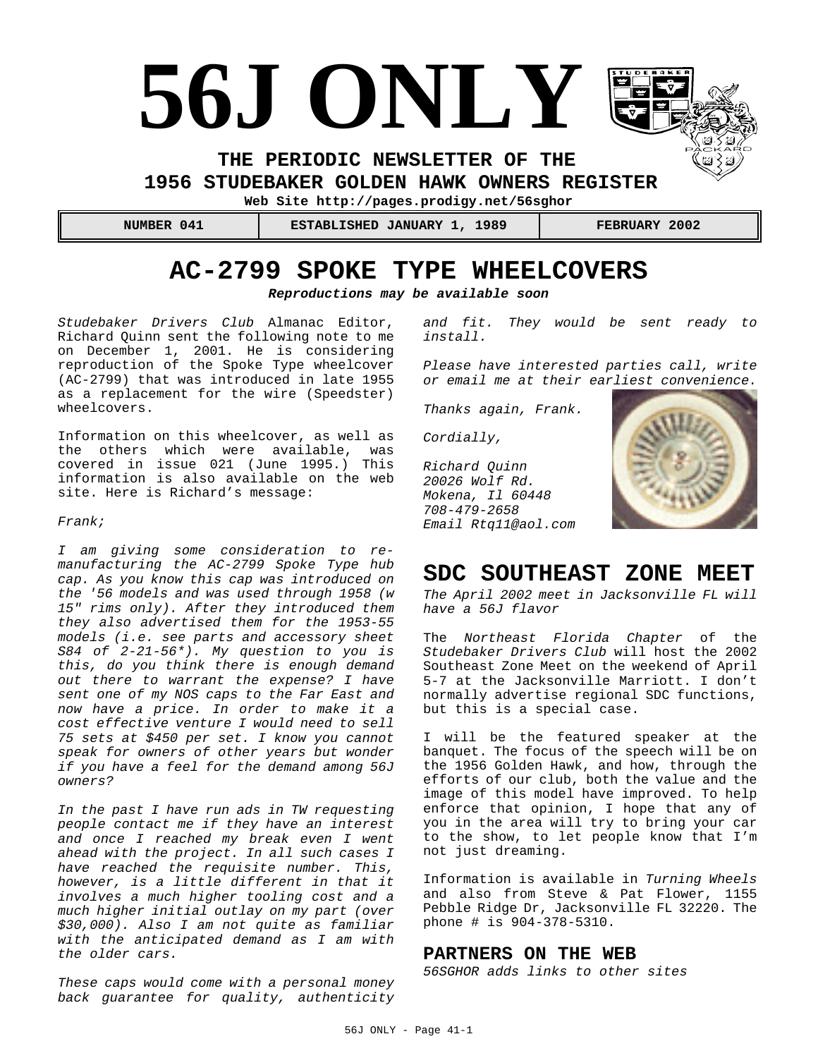# 56J ONLY

**THE PERIODIC NEWSLETTER OF THE**
**1956 STUDEBAKER GOLDEN HAWK OWNERS REGISTER**
**Web Site http://pages.prodigy.net/56sghor**

| NUMBER 041 | ESTABLISHED JANUARY 1, 1989 | FEBRUARY 2002 |
|---|---|---|

## AC-2799 SPOKE TYPE WHEELCOVERS

***Reproductions may be available soon***

*Studebaker Drivers Club* Almanac Editor, Richard Quinn sent the following note to me on December 1, 2001. He is considering reproduction of the Spoke Type wheelcover (AC-2799) that was introduced in late 1955 as a replacement for the wire (Speedster) wheelcovers.

Information on this wheelcover, as well as the others which were available, was covered in issue 021 (June 1995.) This information is also available on the web site. Here is Richard's message:

*Frank;*

*I am giving some consideration to re-manufacturing the AC-2799 Spoke Type hub cap. As you know this cap was introduced on the '56 models and was used through 1958 (w 15" rims only). After they introduced them they also advertised them for the 1953-55 models (i.e. see parts and accessory sheet S84 of 2-21-56*). My question to you is this, do you think there is enough demand out there to warrant the expense? I have sent one of my NOS caps to the Far East and now have a price. In order to make it a cost effective venture I would need to sell 75 sets at $450 per set. I know you cannot speak for owners of other years but wonder if you have a feel for the demand among 56J owners?*

*In the past I have run ads in TW requesting people contact me if they have an interest and once I reached my break even I went ahead with the project. In all such cases I have reached the requisite number. This, however, is a little different in that it involves a much higher tooling cost and a much higher initial outlay on my part (over $30,000). Also I am not quite as familiar with the anticipated demand as I am with the older cars.*

*These caps would come with a personal money back guarantee for quality, authenticity and fit. They would be sent ready to install.*

*Please have interested parties call, write or email me at their earliest convenience.*

*Thanks again, Frank.*

*Cordially,*

*Richard Quinn*
*20026 Wolf Rd.*
*Mokena, Il 60448*
*708-479-2658*
*Email Rtq11@aol.com*

## SDC SOUTHEAST ZONE MEET

*The April 2002 meet in Jacksonville FL will have a 56J flavor*

The *Northeast Florida Chapter* of the *Studebaker Drivers Club* will host the 2002 Southeast Zone Meet on the weekend of April 5-7 at the Jacksonville Marriott. I don't normally advertise regional SDC functions, but this is a special case.

I will be the featured speaker at the banquet. The focus of the speech will be on the 1956 Golden Hawk, and how, through the efforts of our club, both the value and the image of this model have improved. To help enforce that opinion, I hope that any of you in the area will try to bring your car to the show, to let people know that I'm not just dreaming.

Information is available in *Turning Wheels* and also from Steve & Pat Flower, 1155 Pebble Ridge Dr, Jacksonville FL 32220. The phone # is 904-378-5310.

### PARTNERS ON THE WEB

*56SGHOR adds links to other sites*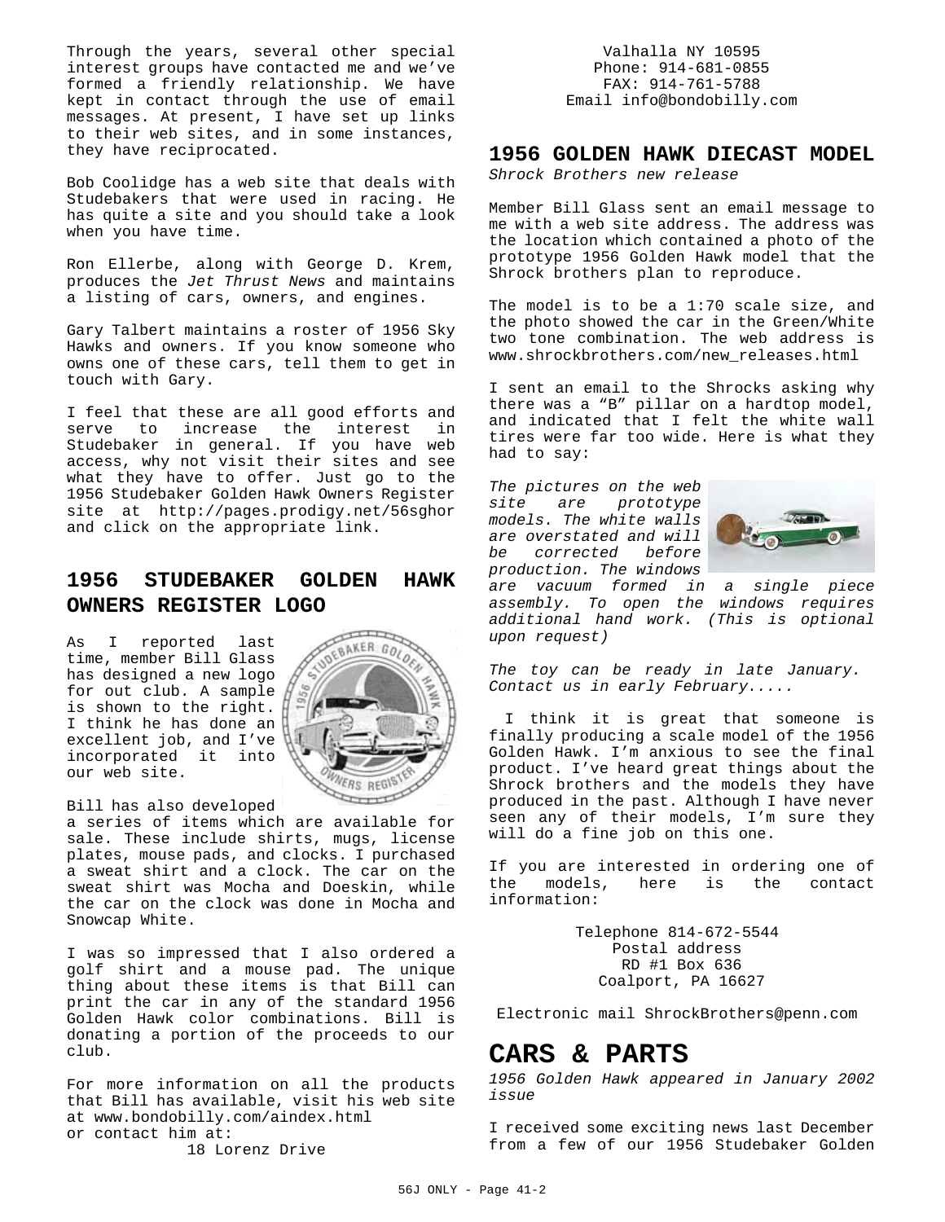Through the years, several other special interest groups have contacted me and we've formed a friendly relationship. We have kept in contact through the use of email messages. At present, I have set up links to their web sites, and in some instances, they have reciprocated.

Bob Coolidge has a web site that deals with Studebakers that were used in racing. He has quite a site and you should take a look when you have time.

Ron Ellerbe, along with George D. Krem, produces the *Jet Thrust News* and maintains a listing of cars, owners, and engines.

Gary Talbert maintains a roster of 1956 Sky Hawks and owners. If you know someone who owns one of these cars, tell them to get in touch with Gary.

I feel that these are all good efforts and serve to increase the interest in Studebaker in general. If you have web access, why not visit their sites and see what they have to offer. Just go to the 1956 Studebaker Golden Hawk Owners Register site at http://pages.prodigy.net/56sghor and click on the appropriate link.

## 1956 STUDEBAKER GOLDEN HAWK OWNERS REGISTER LOGO

As I reported last time, member Bill Glass has designed a new logo for out club. A sample is shown to the right. I think he has done an excellent job, and I've incorporated it into our web site.

Bill has also developed a series of items which are available for sale. These include shirts, mugs, license plates, mouse pads, and clocks. I purchased a sweat shirt and a clock. The car on the sweat shirt was Mocha and Doeskin, while the car on the clock was done in Mocha and Snowcap White.

I was so impressed that I also ordered a golf shirt and a mouse pad. The unique thing about these items is that Bill can print the car in any of the standard 1956 Golden Hawk color combinations. Bill is donating a portion of the proceeds to our club.

For more information on all the products that Bill has available, visit his web site at www.bondobilly.com/aindex.html
or contact him at:

18 Lorenz Drive
Valhalla NY 10595
Phone: 914-681-0855
FAX: 914-761-5788
Email info@bondobilly.com

## 1956 GOLDEN HAWK DIECAST MODEL

*Shrock Brothers new release*

Member Bill Glass sent an email message to me with a web site address. The address was the location which contained a photo of the prototype 1956 Golden Hawk model that the Shrock brothers plan to reproduce.

The model is to be a 1:70 scale size, and the photo showed the car in the Green/White two tone combination. The web address is www.shrockbrothers.com/new_releases.html

I sent an email to the Shrocks asking why there was a "B" pillar on a hardtop model, and indicated that I felt the white wall tires were far too wide. Here is what they had to say:

*The pictures on the web site are prototype models. The white walls are overstated and will be corrected before production. The windows are vacuum formed in a single piece assembly. To open the windows requires additional hand work. (This is optional upon request)*

*The toy can be ready in late January. Contact us in early February.....*

I think it is great that someone is finally producing a scale model of the 1956 Golden Hawk. I'm anxious to see the final product. I've heard great things about the Shrock brothers and the models they have produced in the past. Although I have never seen any of their models, I'm sure they will do a fine job on this one.

If you are interested in ordering one of the models, here is the contact information:

Telephone 814-672-5544
Postal address
RD #1 Box 636
Coalport, PA 16627

Electronic mail ShrockBrothers@penn.com

# CARS & PARTS

*1956 Golden Hawk appeared in January 2002 issue*

I received some exciting news last December from a few of our 1956 Studebaker Golden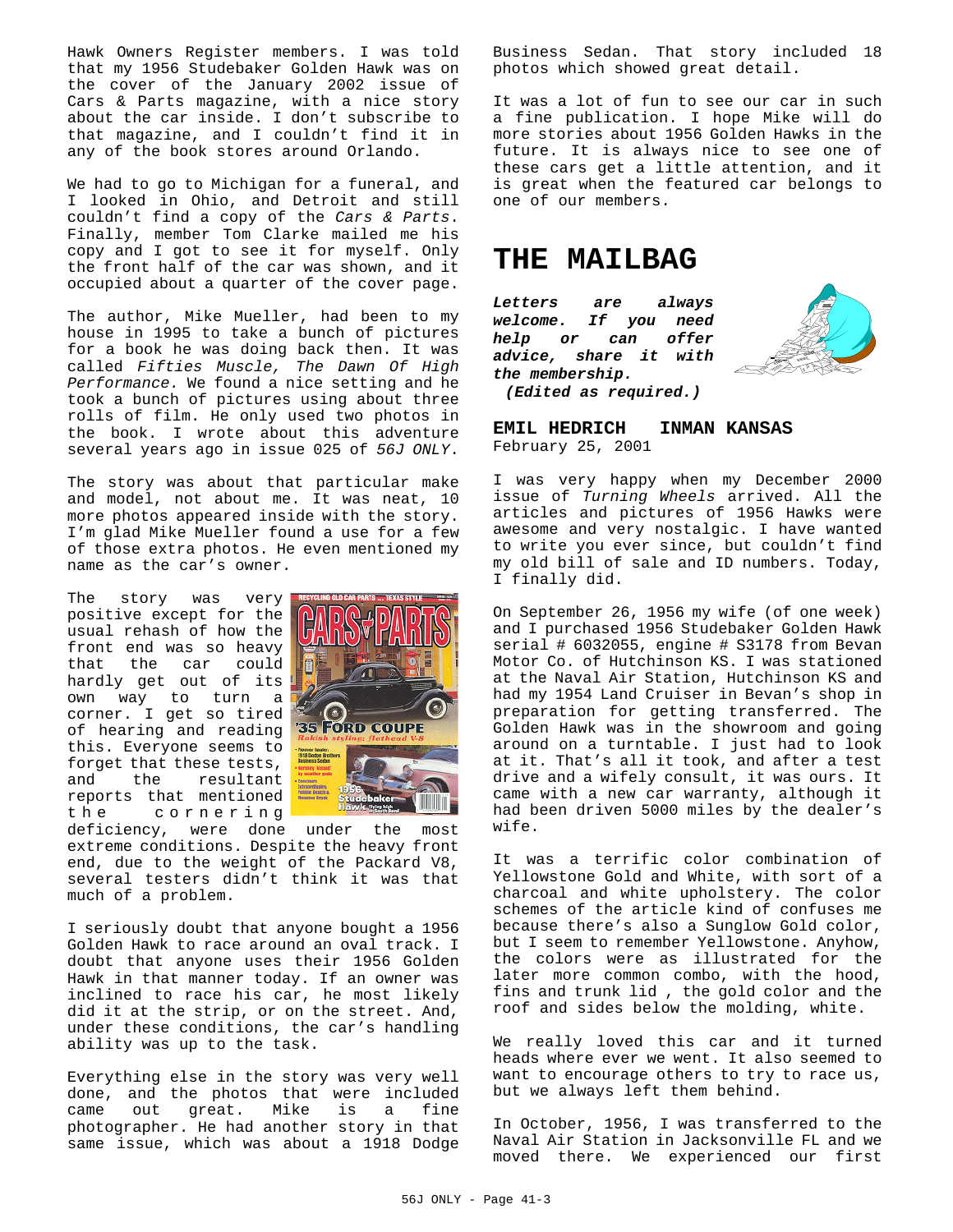Hawk Owners Register members. I was told that my 1956 Studebaker Golden Hawk was on the cover of the January 2002 issue of Cars & Parts magazine, with a nice story about the car inside. I don't subscribe to that magazine, and I couldn't find it in any of the book stores around Orlando.

We had to go to Michigan for a funeral, and I looked in Ohio, and Detroit and still couldn't find a copy of the *Cars & Parts*. Finally, member Tom Clarke mailed me his copy and I got to see it for myself. Only the front half of the car was shown, and it occupied about a quarter of the cover page.

The author, Mike Mueller, had been to my house in 1995 to take a bunch of pictures for a book he was doing back then. It was called *Fifties Muscle, The Dawn Of High Performance.* We found a nice setting and he took a bunch of pictures using about three rolls of film. He only used two photos in the book. I wrote about this adventure several years ago in issue 025 of *56J ONLY*.

The story was about that particular make and model, not about me. It was neat, 10 more photos appeared inside with the story. I'm glad Mike Mueller found a use for a few of those extra photos. He even mentioned my name as the car's owner.

The story was very positive except for the usual rehash of how the front end was so heavy that the car could hardly get out of its own way to turn a corner. I get so tired of hearing and reading this. Everyone seems to forget that these tests, and the resultant reports that mentioned the cornering deficiency, were done under the most extreme conditions. Despite the heavy front end, due to the weight of the Packard V8, several testers didn't think it was that much of a problem.

I seriously doubt that anyone bought a 1956 Golden Hawk to race around an oval track. I doubt that anyone uses their 1956 Golden Hawk in that manner today. If an owner was inclined to race his car, he most likely did it at the strip, or on the street. And, under these conditions, the car's handling ability was up to the task.

Everything else in the story was very well done, and the photos that were included came out great. Mike is a fine photographer. He had another story in that same issue, which was about a 1918 Dodge Business Sedan. That story included 18 photos which showed great detail.

It was a lot of fun to see our car in such a fine publication. I hope Mike will do more stories about 1956 Golden Hawks in the future. It is always nice to see one of these cars get a little attention, and it is great when the featured car belongs to one of our members.

# THE MAILBAG

***Letters are always welcome. If you need help or can offer advice, share it with the membership.***
***(Edited as required.)***

**EMIL HEDRICH   INMAN KANSAS**
February 25, 2001

I was very happy when my December 2000 issue of *Turning Wheels* arrived. All the articles and pictures of 1956 Hawks were awesome and very nostalgic. I have wanted to write you ever since, but couldn't find my old bill of sale and ID numbers. Today, I finally did.

On September 26, 1956 my wife (of one week) and I purchased 1956 Studebaker Golden Hawk serial # 6032055, engine # S3178 from Bevan Motor Co. of Hutchinson KS. I was stationed at the Naval Air Station, Hutchinson KS and had my 1954 Land Cruiser in Bevan's shop in preparation for getting transferred. The Golden Hawk was in the showroom and going around on a turntable. I just had to look at it. That's all it took, and after a test drive and a wifely consult, it was ours. It came with a new car warranty, although it had been driven 5000 miles by the dealer's wife.

It was a terrific color combination of Yellowstone Gold and White, with sort of a charcoal and white upholstery. The color schemes of the article kind of confuses me because there's also a Sunglow Gold color, but I seem to remember Yellowstone. Anyhow, the colors were as illustrated for the later more common combo, with the hood, fins and trunk lid , the gold color and the roof and sides below the molding, white.

We really loved this car and it turned heads where ever we went. It also seemed to want to encourage others to try to race us, but we always left them behind.

In October, 1956, I was transferred to the Naval Air Station in Jacksonville FL and we moved there. We experienced our first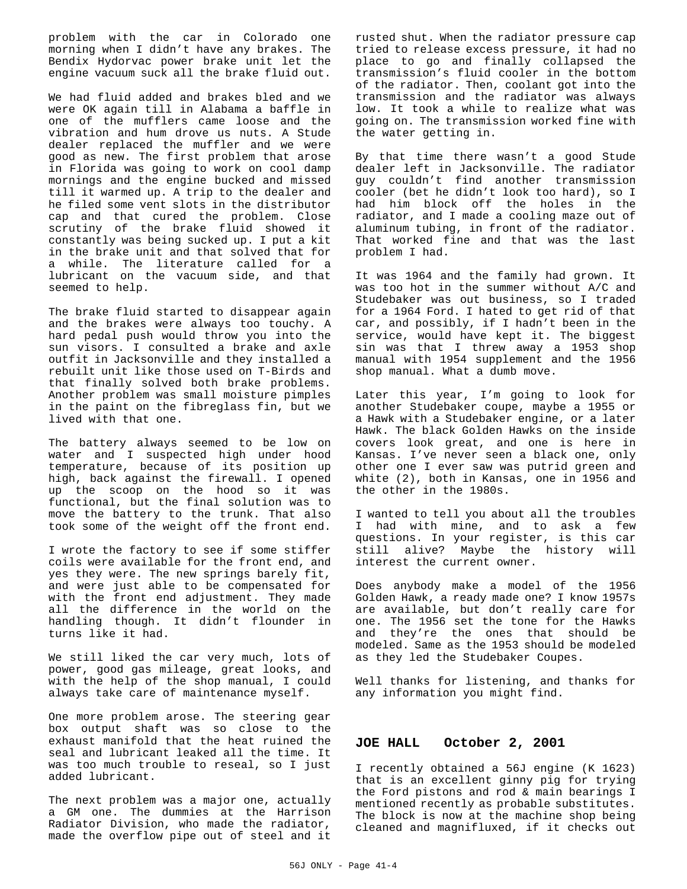problem with the car in Colorado one morning when I didn't have any brakes. The Bendix Hydorvac power brake unit let the engine vacuum suck all the brake fluid out.

We had fluid added and brakes bled and we were OK again till in Alabama a baffle in one of the mufflers came loose and the vibration and hum drove us nuts. A Stude dealer replaced the muffler and we were good as new. The first problem that arose in Florida was going to work on cool damp mornings and the engine bucked and missed till it warmed up. A trip to the dealer and he filed some vent slots in the distributor cap and that cured the problem. Close scrutiny of the brake fluid showed it constantly was being sucked up. I put a kit in the brake unit and that solved that for a while. The literature called for a lubricant on the vacuum side, and that seemed to help.

The brake fluid started to disappear again and the brakes were always too touchy. A hard pedal push would throw you into the sun visors. I consulted a brake and axle outfit in Jacksonville and they installed a rebuilt unit like those used on T-Birds and that finally solved both brake problems. Another problem was small moisture pimples in the paint on the fibreglass fin, but we lived with that one.

The battery always seemed to be low on water and I suspected high under hood temperature, because of its position up high, back against the firewall. I opened up the scoop on the hood so it was functional, but the final solution was to move the battery to the trunk. That also took some of the weight off the front end.

I wrote the factory to see if some stiffer coils were available for the front end, and yes they were. The new springs barely fit, and were just able to be compensated for with the front end adjustment. They made all the difference in the world on the handling though. It didn't flounder in turns like it had.

We still liked the car very much, lots of power, good gas mileage, great looks, and with the help of the shop manual, I could always take care of maintenance myself.

One more problem arose. The steering gear box output shaft was so close to the exhaust manifold that the heat ruined the seal and lubricant leaked all the time. It was too much trouble to reseal, so I just added lubricant.

The next problem was a major one, actually a GM one. The dummies at the Harrison Radiator Division, who made the radiator, made the overflow pipe out of steel and it rusted shut. When the radiator pressure cap tried to release excess pressure, it had no place to go and finally collapsed the transmission's fluid cooler in the bottom of the radiator. Then, coolant got into the transmission and the radiator was always low. It took a while to realize what was going on. The transmission worked fine with the water getting in.

By that time there wasn't a good Stude dealer left in Jacksonville. The radiator guy couldn't find another transmission cooler (bet he didn't look too hard), so I had him block off the holes in the radiator, and I made a cooling maze out of aluminum tubing, in front of the radiator. That worked fine and that was the last problem I had.

It was 1964 and the family had grown. It was too hot in the summer without A/C and Studebaker was out business, so I traded for a 1964 Ford. I hated to get rid of that car, and possibly, if I hadn't been in the service, would have kept it. The biggest sin was that I threw away a 1953 shop manual with 1954 supplement and the 1956 shop manual. What a dumb move.

Later this year, I'm going to look for another Studebaker coupe, maybe a 1955 or a Hawk with a Studebaker engine, or a later Hawk. The black Golden Hawks on the inside covers look great, and one is here in Kansas. I've never seen a black one, only other one I ever saw was putrid green and white (2), both in Kansas, one in 1956 and the other in the 1980s.

I wanted to tell you about all the troubles I had with mine, and to ask a few questions. In your register, is this car still alive? Maybe the history will interest the current owner.

Does anybody make a model of the 1956 Golden Hawk, a ready made one? I know 1957s are available, but don't really care for one. The 1956 set the tone for the Hawks and they're the ones that should be modeled. Same as the 1953 should be modeled as they led the Studebaker Coupes.

Well thanks for listening, and thanks for any information you might find.

## JOE HALL October 2, 2001

I recently obtained a 56J engine (K 1623) that is an excellent ginny pig for trying the Ford pistons and rod & main bearings I mentioned recently as probable substitutes. The block is now at the machine shop being cleaned and magnifluxed, if it checks out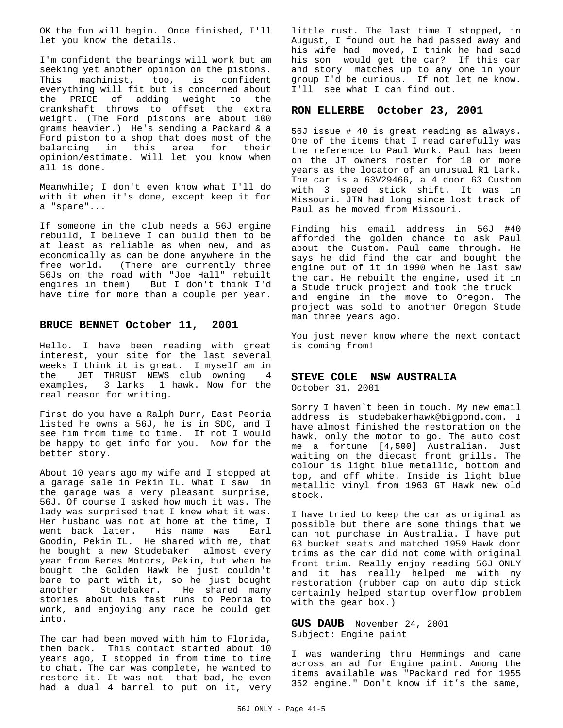OK the fun will begin. Once finished, I'll let you know the details.

I'm confident the bearings will work but am seeking yet another opinion on the pistons. This machinist, too, is confident everything will fit but is concerned about the PRICE of adding weight to the crankshaft throws to offset the extra weight. (The Ford pistons are about 100 grams heavier.) He's sending a Packard & a Ford piston to a shop that does most of the balancing in this area for their opinion/estimate. Will let you know when all is done.

Meanwhile; I don't even know what I'll do with it when it's done, except keep it for a "spare"...

If someone in the club needs a 56J engine rebuild, I believe I can build them to be at least as reliable as when new, and as economically as can be done anywhere in the free world. (There are currently three 56Js on the road with "Joe Hall" rebuilt engines in them) But I don't think I'd have time for more than a couple per year.

## BRUCE BENNET October 11, 2001

Hello. I have been reading with great interest, your site for the last several weeks I think it is great. I myself am in the JET THRUST NEWS club owning 4 examples, 3 larks 1 hawk. Now for the real reason for writing.

First do you have a Ralph Durr, East Peoria listed he owns a 56J, he is in SDC, and I see him from time to time. If not I would be happy to get info for you. Now for the better story.

About 10 years ago my wife and I stopped at a garage sale in Pekin IL. What I saw in the garage was a very pleasant surprise, 56J. Of course I asked how much it was. The lady was surprised that I knew what it was. Her husband was not at home at the time, I went back later. His name was Earl Goodin, Pekin IL. He shared with me, that he bought a new Studebaker almost every year from Beres Motors, Pekin, but when he bought the Golden Hawk he just couldn't bare to part with it, so he just bought another Studebaker. He shared many stories about his fast runs to Peoria to work, and enjoying any race he could get into.

The car had been moved with him to Florida, then back. This contact started about 10 years ago, I stopped in from time to time to chat. The car was complete, he wanted to restore it. It was not that bad, he even had a dual 4 barrel to put on it, very little rust. The last time I stopped, in August, I found out he had passed away and his wife had moved, I think he had said his son would get the car? If this car and story matches up to any one in your group I'd be curious. If not let me know. I'll see what I can find out.

## RON ELLERBE October 23, 2001

56J issue # 40 is great reading as always. One of the items that I read carefully was the reference to Paul Work. Paul has been on the JT owners roster for 10 or more years as the locator of an unusual R1 Lark. The car is a 63V29466, a 4 door 63 Custom with 3 speed stick shift. It was in Missouri. JTN had long since lost track of Paul as he moved from Missouri.

Finding his email address in 56J #40 afforded the golden chance to ask Paul about the Custom. Paul came through. He says he did find the car and bought the engine out of it in 1990 when he last saw the car. He rebuilt the engine, used it in a Stude truck project and took the truck and engine in the move to Oregon. The project was sold to another Oregon Stude man three years ago.

You just never know where the next contact is coming from!

## STEVE COLE NSW AUSTRALIA
October 31, 2001

Sorry I haven`t been in touch. My new email address is studebakerhawk@bigpond.com. I have almost finished the restoration on the hawk, only the motor to go. The auto cost me a fortune [4,500] Australian. Just waiting on the diecast front grills. The colour is light blue metallic, bottom and top, and off white. Inside is light blue metallic vinyl from 1963 GT Hawk new old stock.

I have tried to keep the car as original as possible but there are some things that we can not purchase in Australia. I have put 63 bucket seats and matched 1959 Hawk door trims as the car did not come with original front trim. Really enjoy reading 56J ONLY and it has really helped me with my restoration (rubber cap on auto dip stick certainly helped startup overflow problem with the gear box.)

## GUS DAUB November 24, 2001
Subject: Engine paint

I was wandering thru Hemmings and came across an ad for Engine paint. Among the items available was "Packard red for 1955 352 engine." Don't know if it's the same,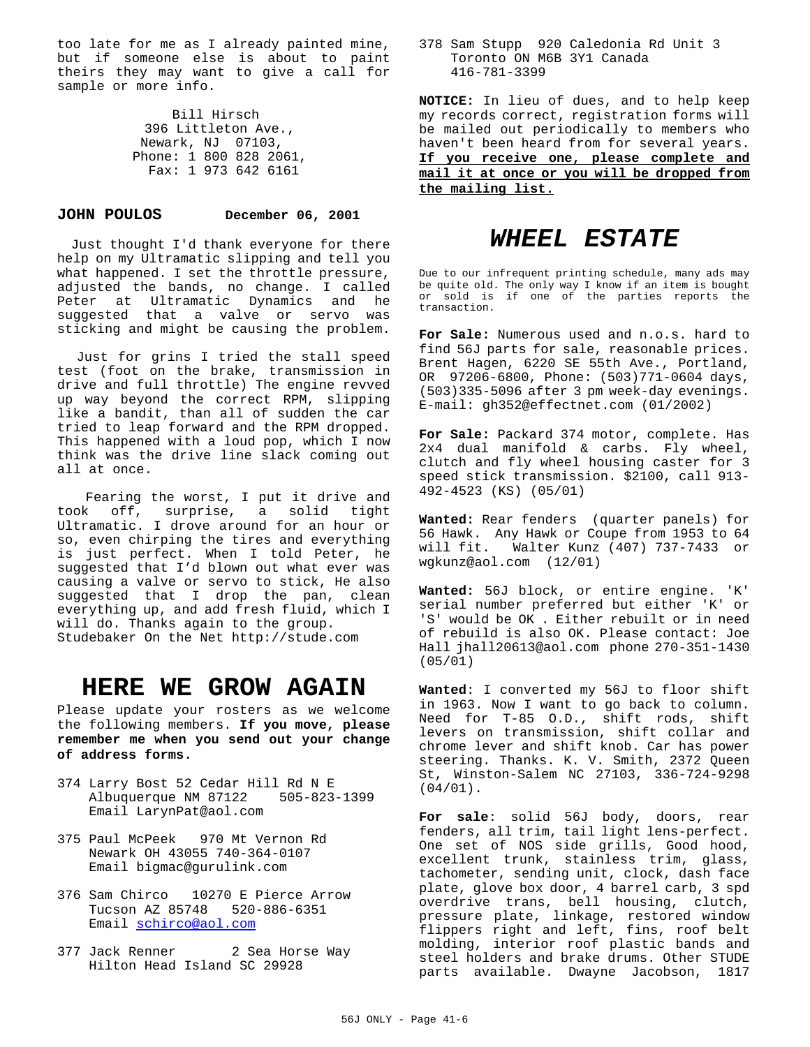too late for me as I already painted mine, but if someone else is about to paint theirs they may want to give a call for sample or more info.

Bill Hirsch
396 Littleton Ave.,
Newark, NJ 07103,
Phone: 1 800 828 2061,
Fax: 1 973 642 6161

**JOHN POULOS** **December 06, 2001**

Just thought I'd thank everyone for there help on my Ultramatic slipping and tell you what happened. I set the throttle pressure, adjusted the bands, no change. I called Peter at Ultramatic Dynamics and he suggested that a valve or servo was sticking and might be causing the problem.

Just for grins I tried the stall speed test (foot on the brake, transmission in drive and full throttle) The engine revved up way beyond the correct RPM, slipping like a bandit, than all of sudden the car tried to leap forward and the RPM dropped. This happened with a loud pop, which I now think was the drive line slack coming out all at once.

Fearing the worst, I put it drive and took off, surprise, a solid tight Ultramatic. I drove around for an hour or so, even chirping the tires and everything is just perfect. When I told Peter, he suggested that I'd blown out what ever was causing a valve or servo to stick, He also suggested that I drop the pan, clean everything up, and add fresh fluid, which I will do. Thanks again to the group.
Studebaker On the Net http://stude.com

# HERE WE GROW AGAIN

Please update your rosters as we welcome the following members. **If you move, please remember me when you send out your change of address forms.**

374 Larry Bost 52 Cedar Hill Rd N E
Albuquerque NM 87122 505-823-1399
Email LarynPat@aol.com

375 Paul McPeek 970 Mt Vernon Rd
Newark OH 43055 740-364-0107
Email bigmac@gurulink.com

376 Sam Chirco 10270 E Pierce Arrow
Tucson AZ 85748 520-886-6351
Email schirco@aol.com

377 Jack Renner 2 Sea Horse Way
Hilton Head Island SC 29928

378 Sam Stupp 920 Caledonia Rd Unit 3
Toronto ON M6B 3Y1 Canada
416-781-3399

**NOTICE:** In lieu of dues, and to help keep my records correct, registration forms will be mailed out periodically to members who haven't been heard from for several years. **<u>If you receive one, please complete and mail it at once or you will be dropped from the mailing list.</u>**

# *WHEEL ESTATE*

Due to our infrequent printing schedule, many ads may be quite old. The only way I know if an item is bought or sold is if one of the parties reports the transaction.

**For Sale:** Numerous used and n.o.s. hard to find 56J parts for sale, reasonable prices. Brent Hagen, 6220 SE 55th Ave., Portland, OR 97206-6800, Phone: (503)771-0604 days, (503)335-5096 after 3 pm week-day evenings. E-mail: gh352@effectnet.com (01/2002)

**For Sale:** Packard 374 motor, complete. Has 2x4 dual manifold & carbs. Fly wheel, clutch and fly wheel housing caster for 3 speed stick transmission. $2100, call 913-492-4523 (KS) (05/01)

**Wanted:** Rear fenders (quarter panels) for 56 Hawk. Any Hawk or Coupe from 1953 to 64 will fit. Walter Kunz (407) 737-7433 or wgkunz@aol.com (12/01)

**Wanted:** 56J block, or entire engine. 'K' serial number preferred but either 'K' or 'S' would be OK . Either rebuilt or in need of rebuild is also OK. Please contact: Joe Hall jhall20613@aol.com phone 270-351-1430 (05/01)

**Wanted**: I converted my 56J to floor shift in 1963. Now I want to go back to column. Need for T-85 O.D., shift rods, shift levers on transmission, shift collar and chrome lever and shift knob. Car has power steering. Thanks. K. V. Smith, 2372 Queen St, Winston-Salem NC 27103, 336-724-9298 (04/01).

**For sale**: solid 56J body, doors, rear fenders, all trim, tail light lens-perfect. One set of NOS side grills, Good hood, excellent trunk, stainless trim, glass, tachometer, sending unit, clock, dash face plate, glove box door, 4 barrel carb, 3 spd overdrive trans, bell housing, clutch, pressure plate, linkage, restored window flippers right and left, fins, roof belt molding, interior roof plastic bands and steel holders and brake drums. Other STUDE parts available. Dwayne Jacobson, 1817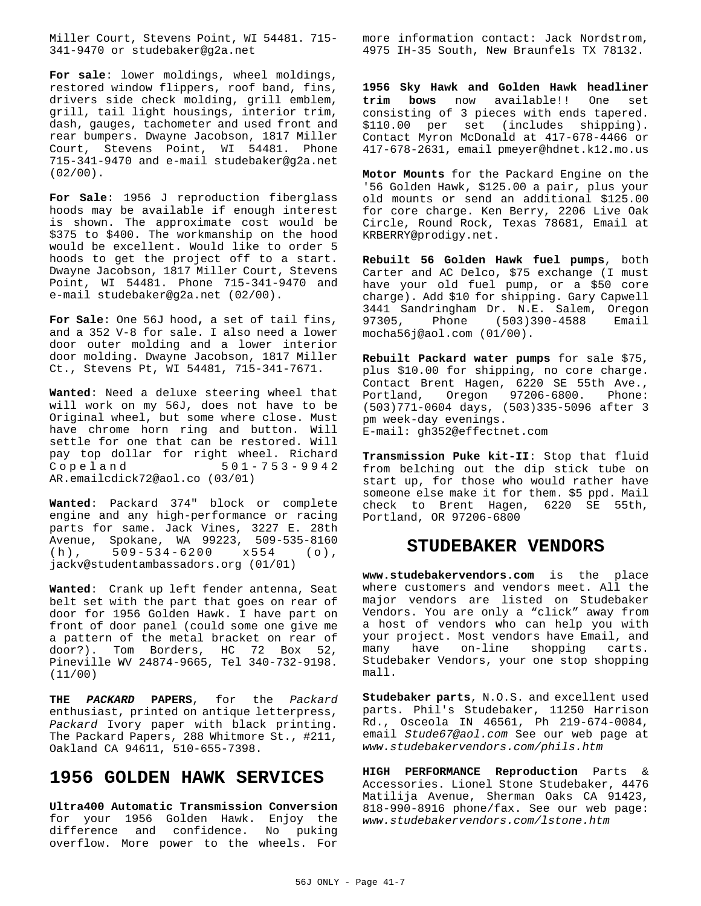Miller Court, Stevens Point, WI 54481. 715-341-9470 or studebaker@g2a.net

**For sale**: lower moldings, wheel moldings, restored window flippers, roof band, fins, drivers side check molding, grill emblem, grill, tail light housings, interior trim, dash, gauges, tachometer and used front and rear bumpers. Dwayne Jacobson, 1817 Miller Court, Stevens Point, WI 54481. Phone 715-341-9470 and e-mail studebaker@g2a.net (02/00).

**For Sale**: 1956 J reproduction fiberglass hoods may be available if enough interest is shown. The approximate cost would be $375 to $400. The workmanship on the hood would be excellent. Would like to order 5 hoods to get the project off to a start. Dwayne Jacobson, 1817 Miller Court, Stevens Point, WI 54481. Phone 715-341-9470 and e-mail studebaker@g2a.net (02/00).

**For Sale**: One 56J hood, a set of tail fins, and a 352 V-8 for sale. I also need a lower door outer molding and a lower interior door molding. Dwayne Jacobson, 1817 Miller Ct., Stevens Pt, WI 54481, 715-341-7671.

**Wanted**: Need a deluxe steering wheel that will work on my 56J, does not have to be Original wheel, but some where close. Must have chrome horn ring and button. Will settle for one that can be restored. Will pay top dollar for right wheel. Richard Copeland 501-753-9942 AR.emailcdick72@aol.co (03/01)

**Wanted**: Packard 374" block or complete engine and any high-performance or racing parts for same. Jack Vines, 3227 E. 28th Avenue, Spokane, WA 99223, 509-535-8160 (h), 509-534-6200 x554 (o), jackv@studentambassadors.org (01/01)

**Wanted**: Crank up left fender antenna, Seat belt set with the part that goes on rear of door for 1956 Golden Hawk. I have part on front of door panel (could some one give me a pattern of the metal bracket on rear of door?). Tom Borders, HC 72 Box 52, Pineville WV 24874-9665, Tel 340-732-9198. (11/00)

**THE *PACKARD* PAPERS**, for the *Packard* enthusiast, printed on antique letterpress, *Packard* Ivory paper with black printing. The Packard Papers, 288 Whitmore St., #211, Oakland CA 94611, 510-655-7398.

## 1956 GOLDEN HAWK SERVICES

**Ultra400 Automatic Transmission Conversion** for your 1956 Golden Hawk. Enjoy the difference and confidence. No puking overflow. More power to the wheels. For more information contact: Jack Nordstrom, 4975 IH-35 South, New Braunfels TX 78132.

**1956 Sky Hawk and Golden Hawk headliner trim bows** now available!! One set consisting of 3 pieces with ends tapered. $110.00 per set (includes shipping). Contact Myron McDonald at 417-678-4466 or 417-678-2631, email pmeyer@hdnet.k12.mo.us

**Motor Mounts** for the Packard Engine on the '56 Golden Hawk, $125.00 a pair, plus your old mounts or send an additional $125.00 for core charge. Ken Berry, 2206 Live Oak Circle, Round Rock, Texas 78681, Email at KRBERRY@prodigy.net.

**Rebuilt 56 Golden Hawk fuel pumps**, both Carter and AC Delco, $75 exchange (I must have your old fuel pump, or a $50 core charge). Add $10 for shipping. Gary Capwell 3441 Sandringham Dr. N.E. Salem, Oregon 97305, Phone (503)390-4588 Email mocha56j@aol.com (01/00).

**Rebuilt Packard water pumps** for sale $75, plus $10.00 for shipping, no core charge. Contact Brent Hagen, 6220 SE 55th Ave., Portland, Oregon 97206-6800. Phone: (503)771-0604 days, (503)335-5096 after 3 pm week-day evenings.
E-mail: gh352@effectnet.com

**Transmission Puke kit-II**: Stop that fluid from belching out the dip stick tube on start up, for those who would rather have someone else make it for them. $5 ppd. Mail check to Brent Hagen, 6220 SE 55th, Portland, OR 97206-6800

## STUDEBAKER VENDORS

**www.studebakervendors.com** is the place where customers and vendors meet. All the major vendors are listed on Studebaker Vendors. You are only a "click" away from a host of vendors who can help you with your project. Most vendors have Email, and many have on-line shopping carts. Studebaker Vendors, your one stop shopping mall.

**Studebaker parts**, N.O.S. and excellent used parts. Phil's Studebaker, 11250 Harrison Rd., Osceola IN 46561, Ph 219-674-0084, email *Stude67@aol.com* See our web page at *www.studebakervendors.com/phils.htm*

**HIGH PERFORMANCE Reproduction** Parts & Accessories. Lionel Stone Studebaker, 4476 Matilija Avenue, Sherman Oaks CA 91423, 818-990-8916 phone/fax. See our web page: *www.studebakervendors.com/lstone.htm*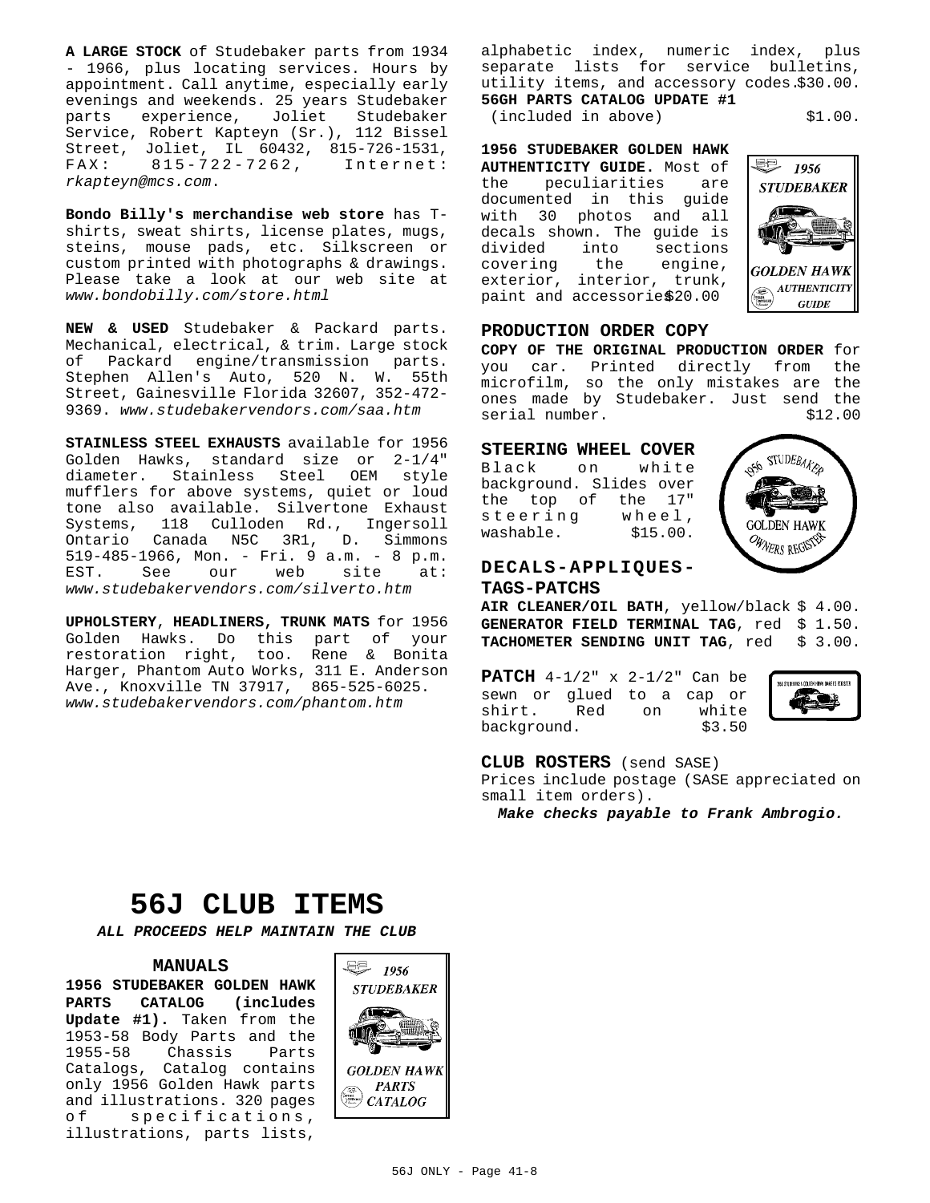**A LARGE STOCK** of Studebaker parts from 1934 - 1966, plus locating services. Hours by appointment. Call anytime, especially early evenings and weekends. 25 years Studebaker parts experience, Joliet Studebaker Service, Robert Kapteyn (Sr.), 112 Bissel Street, Joliet, IL 60432, 815-726-1531, FAX: 815-722-7262, Internet: *rkapteyn@mcs.com*.

**Bondo Billy's merchandise web store** has T-shirts, sweat shirts, license plates, mugs, steins, mouse pads, etc. Silkscreen or custom printed with photographs & drawings. Please take a look at our web site at *www.bondobilly.com/store.html*

**NEW & USED** Studebaker & Packard parts. Mechanical, electrical, & trim. Large stock of Packard engine/transmission parts. Stephen Allen's Auto, 520 N. W. 55th Street, Gainesville Florida 32607, 352-472-9369. *www.studebakervendors.com/saa.htm*

**STAINLESS STEEL EXHAUSTS** available for 1956 Golden Hawks, standard size or 2-1/4" diameter. Stainless Steel OEM style mufflers for above systems, quiet or loud tone also available. Silvertone Exhaust Systems, 118 Culloden Rd., Ingersoll Ontario Canada N5C 3R1, D. Simmons 519-485-1966, Mon. - Fri. 9 a.m. - 8 p.m. EST. See our web site at: *www.studebakervendors.com/silverto.htm*

**UPHOLSTERY**, **HEADLINERS, TRUNK MATS** for 1956 Golden Hawks. Do this part of your restoration right, too. Rene & Bonita Harger, Phantom Auto Works, 311 E. Anderson Ave., Knoxville TN 37917, 865-525-6025. *www.studebakervendors.com/phantom.htm*

# 56J CLUB ITEMS

***ALL PROCEEDS HELP MAINTAIN THE CLUB***

### MANUALS

**1956 STUDEBAKER GOLDEN HAWK PARTS CATALOG (includes Update #1).** Taken from the 1953-58 Body Parts and the 1955-58 Chassis Parts Catalogs, Catalog contains only 1956 Golden Hawk parts and illustrations. 320 pages of specifications, illustrations, parts lists, alphabetic index, numeric index, plus separate lists for service bulletins, utility items, and accessory codes. $30.00.

**56GH PARTS CATALOG UPDATE #1** (included in above) $1.00.

**1956 STUDEBAKER GOLDEN HAWK AUTHENTICITY GUIDE.** Most of the peculiarities are documented in this guide with 30 photos and all decals shown. The guide is divided into sections covering the engine, exterior, interior, trunk, paint and accessories. $20.00

### PRODUCTION ORDER COPY

**COPY OF THE ORIGINAL PRODUCTION ORDER** for you car. Printed directly from the microfilm, so the only mistakes are the ones made by Studebaker. Just send the serial number. $12.00

### STEERING WHEEL COVER

Black on white background. Slides over the top of the 17" steering wheel, washable. $15.00.

### DECALS-APPLIQUES-TAGS-PATCHS

**AIR CLEANER/OIL BATH**, yellow/black $ 4.00.
**GENERATOR FIELD TERMINAL TAG**, red $ 1.50.
**TACHOMETER SENDING UNIT TAG**, red $ 3.00.

**PATCH** 4-1/2" x 2-1/2" Can be sewn or glued to a cap or shirt. Red on white background. $3.50

**CLUB ROSTERS** (send SASE)

Prices include postage (SASE appreciated on small item orders).

***Make checks payable to Frank Ambrogio.***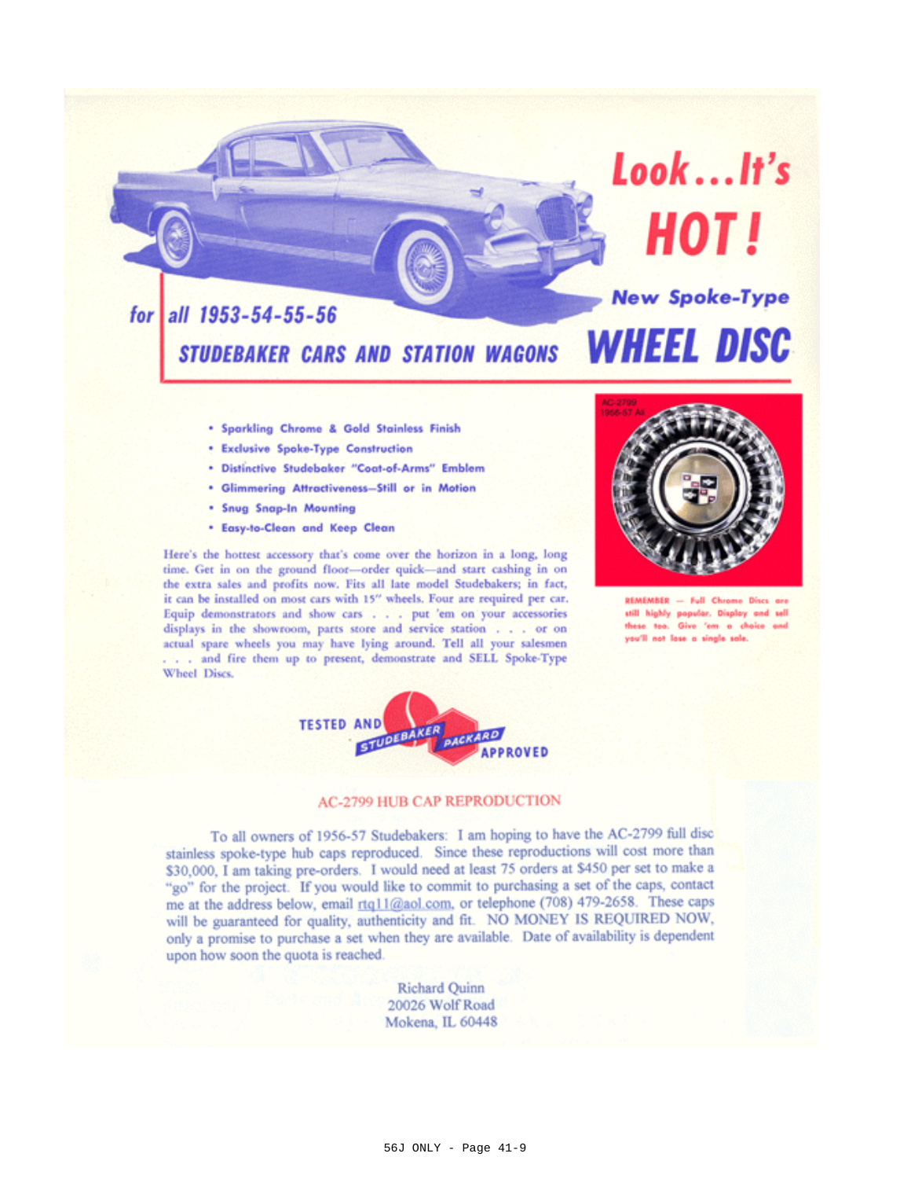# Look...It's HOT!

## New Spoke-Type WHEEL DISC

**for all 1953-54-55-56 STUDEBAKER CARS AND STATION WAGONS**

- **Sparkling Chrome & Gold Stainless Finish**
- **Exclusive Spoke-Type Construction**
- **Distinctive Studebaker "Coat-of-Arms" Emblem**
- **Glimmering Attractiveness—Still or in Motion**
- **Snug Snap-In Mounting**
- **Easy-to-Clean and Keep Clean**

Here's the hottest accessory that's come over the horizon in a long, long time. Get in on the ground floor—order quick—and start cashing in on the extra sales and profits now. Fits all late model Studebakers; in fact, it can be installed on most cars with 15" wheels. Four are required per car. Equip demonstrators and show cars . . . put 'em on your accessories displays in the showroom, parts store and service station . . . or on actual spare wheels you may have lying around. Tell all your salesmen . . . and fire them up to present, demonstrate and SELL Spoke-Type Wheel Discs.

AC-2799
1956-57 All

**REMEMBER — Full Chrome Discs are still highly popular. Display and sell these too. Give 'em a choice and you'll not lose a single sale.**

TESTED AND STUDEBAKER PACKARD APPROVED

## AC-2799 HUB CAP REPRODUCTION

To all owners of 1956-57 Studebakers: I am hoping to have the AC-2799 full disc stainless spoke-type hub caps reproduced. Since these reproductions will cost more than $30,000, I am taking pre-orders. I would need at least 75 orders at $450 per set to make a "go" for the project. If you would like to commit to purchasing a set of the caps, contact me at the address below, email rtq11@aol.com, or telephone (708) 479-2658. These caps will be guaranteed for quality, authenticity and fit. NO MONEY IS REQUIRED NOW, only a promise to purchase a set when they are available. Date of availability is dependent upon how soon the quota is reached.

Richard Quinn
20026 Wolf Road
Mokena, IL 60448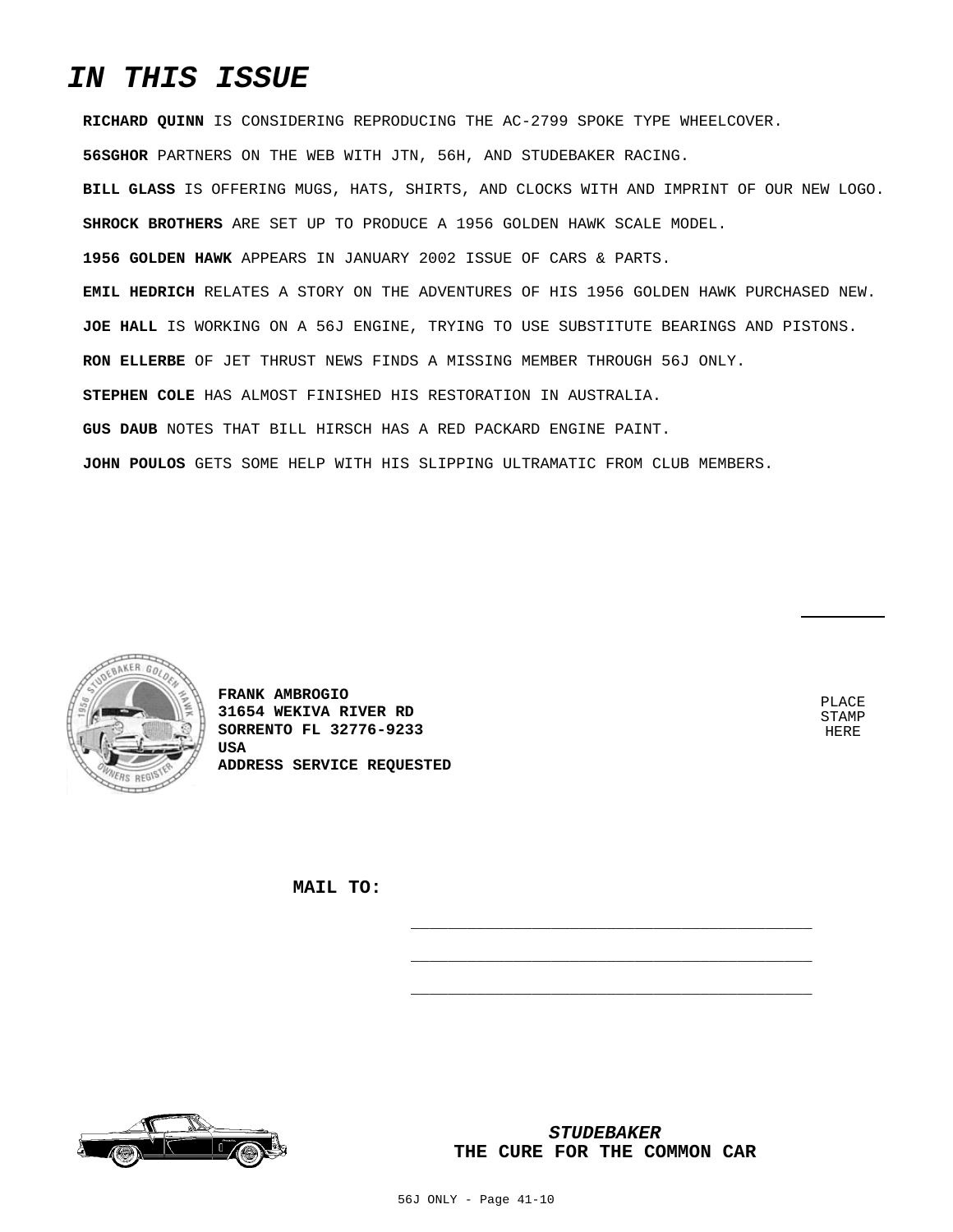# *IN THIS ISSUE*

**RICHARD QUINN** IS CONSIDERING REPRODUCING THE AC-2799 SPOKE TYPE WHEELCOVER.

**56SGHOR** PARTNERS ON THE WEB WITH JTN, 56H, AND STUDEBAKER RACING.

**BILL GLASS** IS OFFERING MUGS, HATS, SHIRTS, AND CLOCKS WITH AND IMPRINT OF OUR NEW LOGO.

**SHROCK BROTHERS** ARE SET UP TO PRODUCE A 1956 GOLDEN HAWK SCALE MODEL.

**1956 GOLDEN HAWK** APPEARS IN JANUARY 2002 ISSUE OF CARS & PARTS.

**EMIL HEDRICH** RELATES A STORY ON THE ADVENTURES OF HIS 1956 GOLDEN HAWK PURCHASED NEW.

**JOE HALL** IS WORKING ON A 56J ENGINE, TRYING TO USE SUBSTITUTE BEARINGS AND PISTONS.

**RON ELLERBE** OF JET THRUST NEWS FINDS A MISSING MEMBER THROUGH 56J ONLY.

**STEPHEN COLE** HAS ALMOST FINISHED HIS RESTORATION IN AUSTRALIA.

**GUS DAUB** NOTES THAT BILL HIRSCH HAS A RED PACKARD ENGINE PAINT.

**JOHN POULOS** GETS SOME HELP WITH HIS SLIPPING ULTRAMATIC FROM CLUB MEMBERS.

1956 STUDEBAKER GOLDEN HAWK OWNERS REGISTER

**FRANK AMBROGIO**
**31654 WEKIVA RIVER RD**
**SORRENTO FL 32776-9233**
**USA**
**ADDRESS SERVICE REQUESTED**

PLACE
STAMP
HERE

**MAIL TO:**

\_\_\_\_\_\_\_\_\_\_\_\_\_\_\_\_\_\_\_\_\_\_\_\_\_\_\_\_\_\_\_\_\_\_\_\_\_\_\_\_\_\_

\_\_\_\_\_\_\_\_\_\_\_\_\_\_\_\_\_\_\_\_\_\_\_\_\_\_\_\_\_\_\_\_\_\_\_\_\_\_\_\_\_\_

\_\_\_\_\_\_\_\_\_\_\_\_\_\_\_\_\_\_\_\_\_\_\_\_\_\_\_\_\_\_\_\_\_\_\_\_\_\_\_\_\_\_

***STUDEBAKER***
**THE CURE FOR THE COMMON CAR**